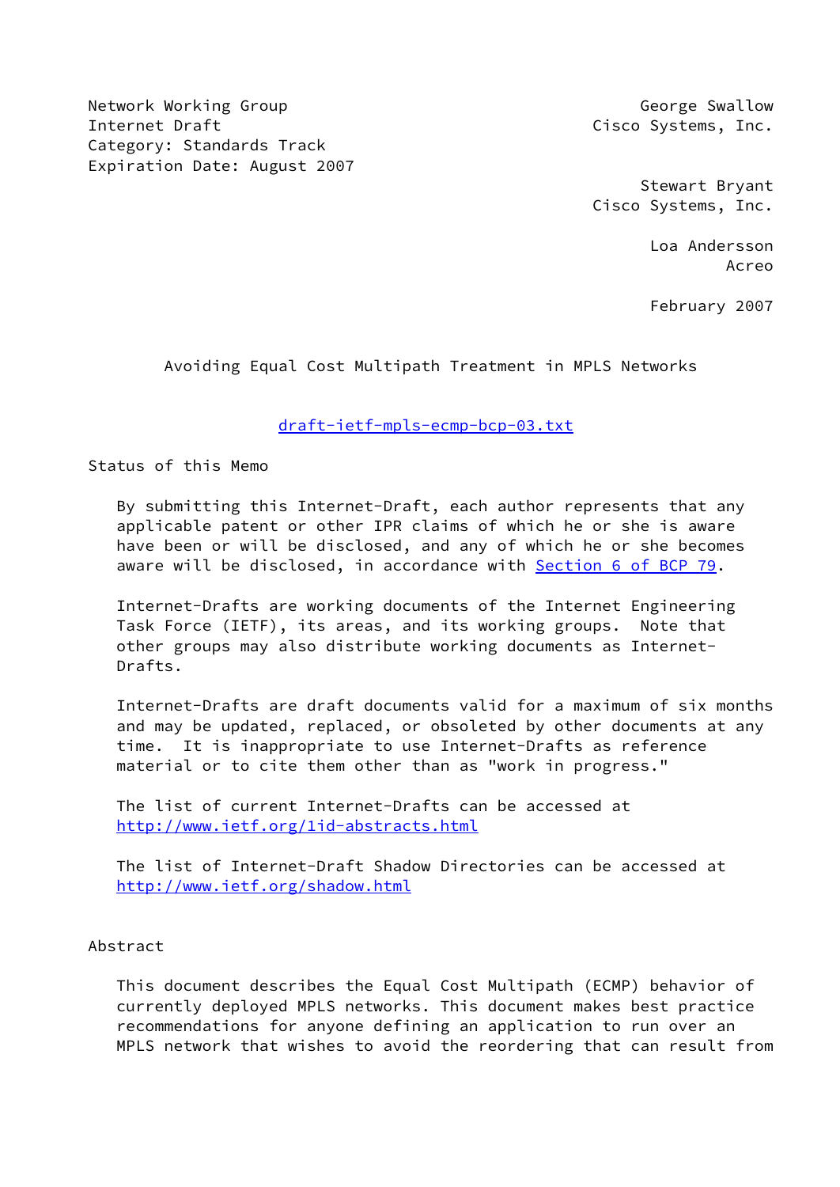Network Working Group                                    George Swallow
Internet Draft                                       Cisco Systems, Inc.
Category: Standards Track
Expiration Date: August 2007

Stewart Bryant
Cisco Systems, Inc.

Loa Andersson
Acreo

February 2007

# Avoiding Equal Cost Multipath Treatment in MPLS Networks

draft-ietf-mpls-ecmp-bcp-03.txt

## Status of this Memo

By submitting this Internet-Draft, each author represents that any applicable patent or other IPR claims of which he or she is aware have been or will be disclosed, and any of which he or she becomes aware will be disclosed, in accordance with Section 6 of BCP 79.

Internet-Drafts are working documents of the Internet Engineering Task Force (IETF), its areas, and its working groups. Note that other groups may also distribute working documents as Internet-Drafts.

Internet-Drafts are draft documents valid for a maximum of six months and may be updated, replaced, or obsoleted by other documents at any time. It is inappropriate to use Internet-Drafts as reference material or to cite them other than as "work in progress."

The list of current Internet-Drafts can be accessed at http://www.ietf.org/1id-abstracts.html

The list of Internet-Draft Shadow Directories can be accessed at http://www.ietf.org/shadow.html

## Abstract

This document describes the Equal Cost Multipath (ECMP) behavior of currently deployed MPLS networks. This document makes best practice recommendations for anyone defining an application to run over an MPLS network that wishes to avoid the reordering that can result from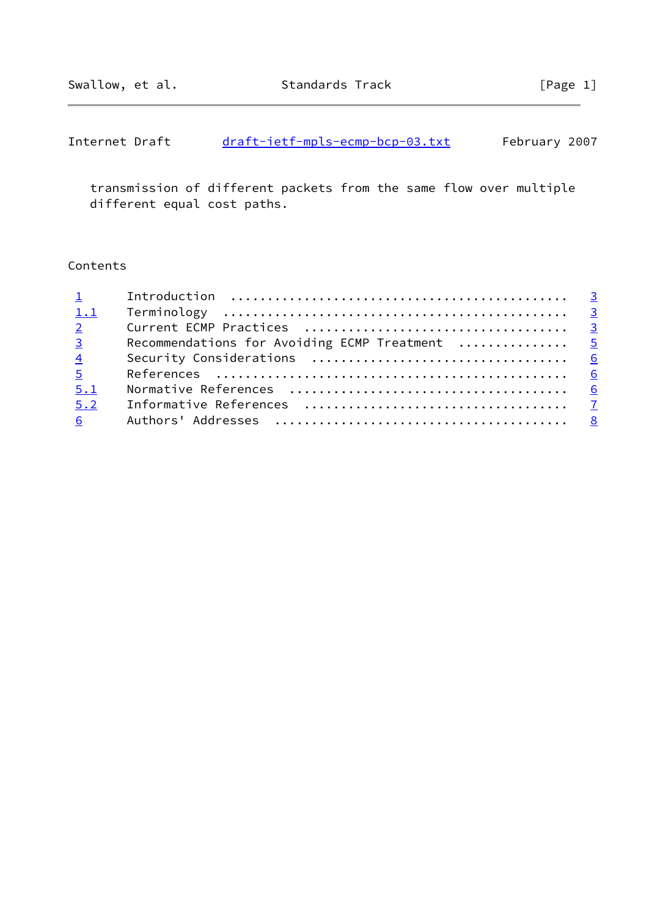transmission of different packets from the same flow over multiple different equal cost paths.

Contents

| | | |
|---|---|---|
| 1 | Introduction | 3 |
| 1.1 | Terminology | 3 |
| 2 | Current ECMP Practices | 3 |
| 3 | Recommendations for Avoiding ECMP Treatment | 5 |
| 4 | Security Considerations | 6 |
| 5 | References | 6 |
| 5.1 | Normative References | 6 |
| 5.2 | Informative References | 7 |
| 6 | Authors' Addresses | 8 |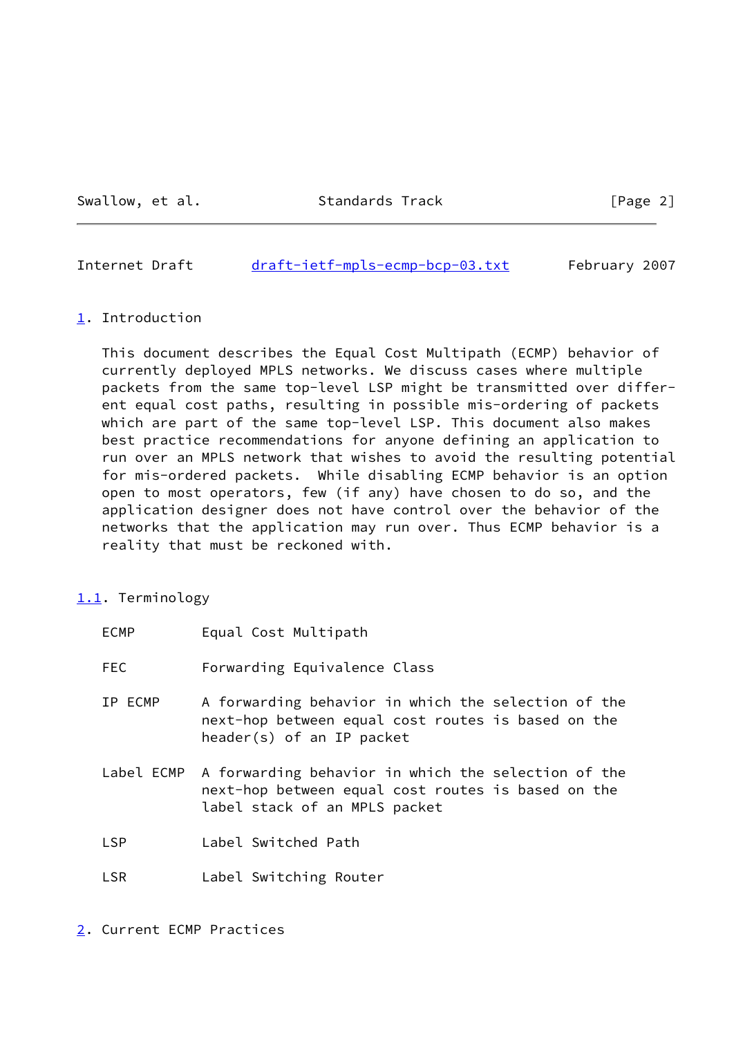## 1. Introduction

This document describes the Equal Cost Multipath (ECMP) behavior of currently deployed MPLS networks. We discuss cases where multiple packets from the same top-level LSP might be transmitted over different equal cost paths, resulting in possible mis-ordering of packets which are part of the same top-level LSP. This document also makes best practice recommendations for anyone defining an application to run over an MPLS network that wishes to avoid the resulting potential for mis-ordered packets. While disabling ECMP behavior is an option open to most operators, few (if any) have chosen to do so, and the application designer does not have control over the behavior of the networks that the application may run over. Thus ECMP behavior is a reality that must be reckoned with.

### 1.1. Terminology

ECMP        Equal Cost Multipath

FEC         Forwarding Equivalence Class

IP ECMP     A forwarding behavior in which the selection of the next-hop between equal cost routes is based on the header(s) of an IP packet

Label ECMP  A forwarding behavior in which the selection of the next-hop between equal cost routes is based on the label stack of an MPLS packet

LSP         Label Switched Path

LSR         Label Switching Router

## 2. Current ECMP Practices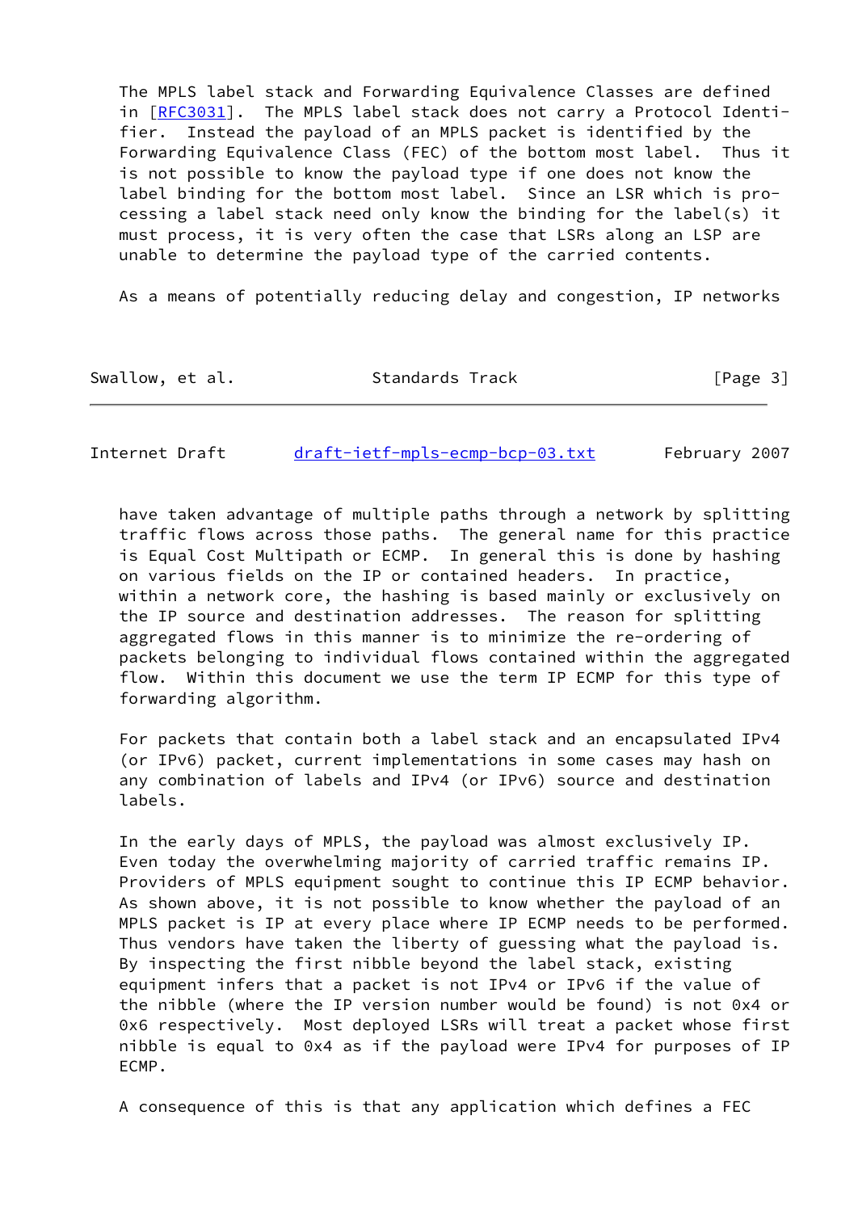The MPLS label stack and Forwarding Equivalence Classes are defined in [RFC3031]. The MPLS label stack does not carry a Protocol Identifier. Instead the payload of an MPLS packet is identified by the Forwarding Equivalence Class (FEC) of the bottom most label. Thus it is not possible to know the payload type if one does not know the label binding for the bottom most label. Since an LSR which is processing a label stack need only know the binding for the label(s) it must process, it is very often the case that LSRs along an LSP are unable to determine the payload type of the carried contents.

As a means of potentially reducing delay and congestion, IP networks have taken advantage of multiple paths through a network by splitting traffic flows across those paths. The general name for this practice is Equal Cost Multipath or ECMP. In general this is done by hashing on various fields on the IP or contained headers. In practice, within a network core, the hashing is based mainly or exclusively on the IP source and destination addresses. The reason for splitting aggregated flows in this manner is to minimize the re-ordering of packets belonging to individual flows contained within the aggregated flow. Within this document we use the term IP ECMP for this type of forwarding algorithm.

For packets that contain both a label stack and an encapsulated IPv4 (or IPv6) packet, current implementations in some cases may hash on any combination of labels and IPv4 (or IPv6) source and destination labels.

In the early days of MPLS, the payload was almost exclusively IP. Even today the overwhelming majority of carried traffic remains IP. Providers of MPLS equipment sought to continue this IP ECMP behavior. As shown above, it is not possible to know whether the payload of an MPLS packet is IP at every place where IP ECMP needs to be performed. Thus vendors have taken the liberty of guessing what the payload is. By inspecting the first nibble beyond the label stack, existing equipment infers that a packet is not IPv4 or IPv6 if the value of the nibble (where the IP version number would be found) is not 0x4 or 0x6 respectively. Most deployed LSRs will treat a packet whose first nibble is equal to 0x4 as if the payload were IPv4 for purposes of IP ECMP.

A consequence of this is that any application which defines a FEC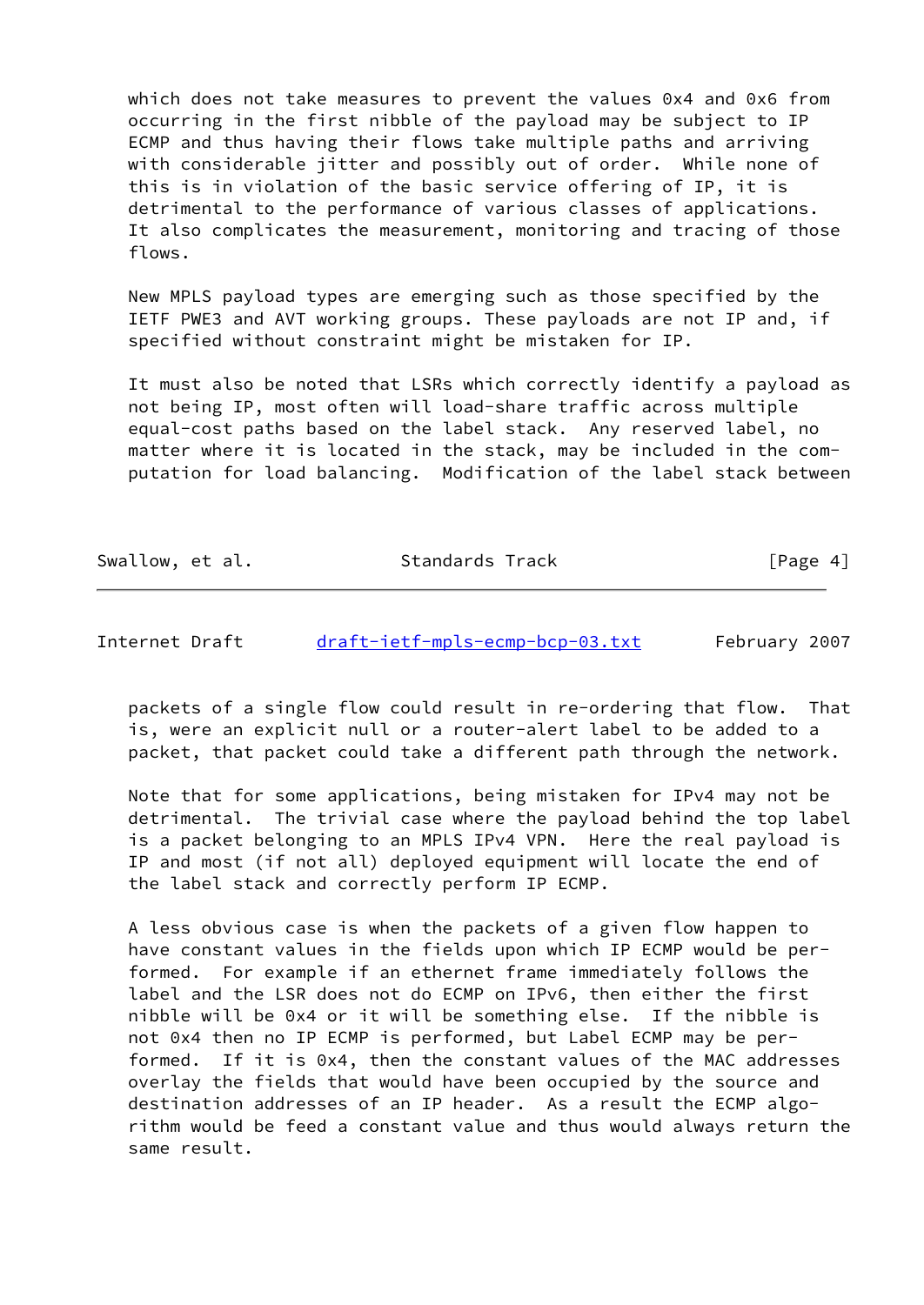which does not take measures to prevent the values 0x4 and 0x6 from occurring in the first nibble of the payload may be subject to IP ECMP and thus having their flows take multiple paths and arriving with considerable jitter and possibly out of order. While none of this is in violation of the basic service offering of IP, it is detrimental to the performance of various classes of applications. It also complicates the measurement, monitoring and tracing of those flows.

New MPLS payload types are emerging such as those specified by the IETF PWE3 and AVT working groups. These payloads are not IP and, if specified without constraint might be mistaken for IP.

It must also be noted that LSRs which correctly identify a payload as not being IP, most often will load-share traffic across multiple equal-cost paths based on the label stack. Any reserved label, no matter where it is located in the stack, may be included in the computation for load balancing. Modification of the label stack between packets of a single flow could result in re-ordering that flow. That is, were an explicit null or a router-alert label to be added to a packet, that packet could take a different path through the network.

Note that for some applications, being mistaken for IPv4 may not be detrimental. The trivial case where the payload behind the top label is a packet belonging to an MPLS IPv4 VPN. Here the real payload is IP and most (if not all) deployed equipment will locate the end of the label stack and correctly perform IP ECMP.

A less obvious case is when the packets of a given flow happen to have constant values in the fields upon which IP ECMP would be performed. For example if an ethernet frame immediately follows the label and the LSR does not do ECMP on IPv6, then either the first nibble will be 0x4 or it will be something else. If the nibble is not 0x4 then no IP ECMP is performed, but Label ECMP may be performed. If it is 0x4, then the constant values of the MAC addresses overlay the fields that would have been occupied by the source and destination addresses of an IP header. As a result the ECMP algorithm would be feed a constant value and thus would always return the same result.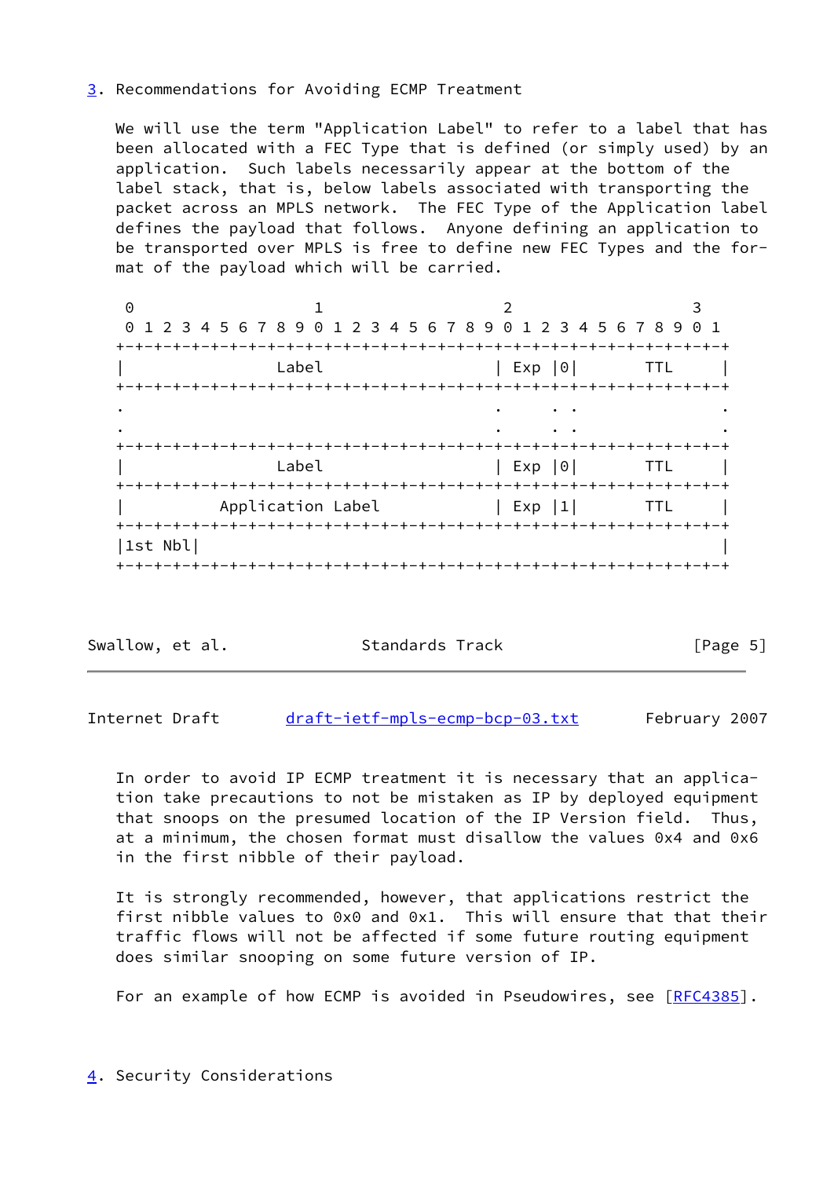## 3. Recommendations for Avoiding ECMP Treatment

We will use the term "Application Label" to refer to a label that has been allocated with a FEC Type that is defined (or simply used) by an application. Such labels necessarily appear at the bottom of the label stack, that is, below labels associated with transporting the packet across an MPLS network. The FEC Type of the Application label defines the payload that follows. Anyone defining an application to be transported over MPLS is free to define new FEC Types and the format of the payload which will be carried.

```
 0                   1                   2                   3
 0 1 2 3 4 5 6 7 8 9 0 1 2 3 4 5 6 7 8 9 0 1 2 3 4 5 6 7 8 9 0 1
+-+-+-+-+-+-+-+-+-+-+-+-+-+-+-+-+-+-+-+-+-+-+-+-+-+-+-+-+-+-+-+-+
|                Label                  | Exp |0|       TTL     |
+-+-+-+-+-+-+-+-+-+-+-+-+-+-+-+-+-+-+-+-+-+-+-+-+-+-+-+-+-+-+-+-+
.                                       .     . .               .
.                                       .     . .               .
+-+-+-+-+-+-+-+-+-+-+-+-+-+-+-+-+-+-+-+-+-+-+-+-+-+-+-+-+-+-+-+-+
|                Label                  | Exp |0|       TTL     |
+-+-+-+-+-+-+-+-+-+-+-+-+-+-+-+-+-+-+-+-+-+-+-+-+-+-+-+-+-+-+-+-+
|          Application Label            | Exp |1|       TTL     |
+-+-+-+-+-+-+-+-+-+-+-+-+-+-+-+-+-+-+-+-+-+-+-+-+-+-+-+-+-+-+-+-+
|1st Nbl|                                                       |
+-+-+-+-+-+-+-+-+-+-+-+-+-+-+-+-+-+-+-+-+-+-+-+-+-+-+-+-+-+-+-+-+
```

In order to avoid IP ECMP treatment it is necessary that an application take precautions to not be mistaken as IP by deployed equipment that snoops on the presumed location of the IP Version field. Thus, at a minimum, the chosen format must disallow the values 0x4 and 0x6 in the first nibble of their payload.

It is strongly recommended, however, that applications restrict the first nibble values to 0x0 and 0x1. This will ensure that that their traffic flows will not be affected if some future routing equipment does similar snooping on some future version of IP.

For an example of how ECMP is avoided in Pseudowires, see [RFC4385].

## 4. Security Considerations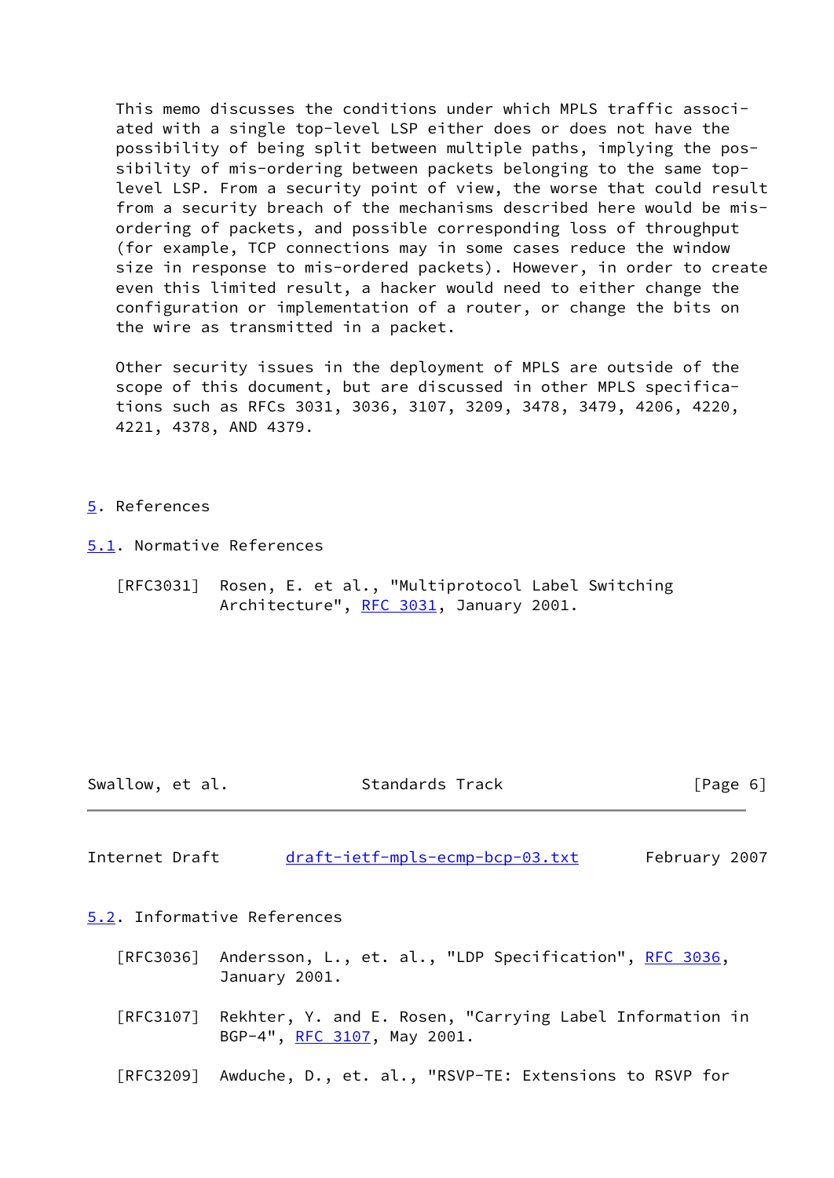This memo discusses the conditions under which MPLS traffic associ-
ated with a single top-level LSP either does or does not have the
possibility of being split between multiple paths, implying the pos-
sibility of mis-ordering between packets belonging to the same top-
level LSP. From a security point of view, the worse that could result
from a security breach of the mechanisms described here would be mis-
ordering of packets, and possible corresponding loss of throughput
(for example, TCP connections may in some cases reduce the window
size in response to mis-ordered packets). However, in order to create
even this limited result, a hacker would need to either change the
configuration or implementation of a router, or change the bits on
the wire as transmitted in a packet.

Other security issues in the deployment of MPLS are outside of the
scope of this document, but are discussed in other MPLS specifica-
tions such as RFCs 3031, 3036, 3107, 3209, 3478, 3479, 4206, 4220,
4221, 4378, AND 4379.

## 5. References

### 5.1. Normative References

[RFC3031] Rosen, E. et al., "Multiprotocol Label Switching Architecture", RFC 3031, January 2001.

### 5.2. Informative References

[RFC3036] Andersson, L., et. al., "LDP Specification", RFC 3036, January 2001.

[RFC3107] Rekhter, Y. and E. Rosen, "Carrying Label Information in BGP-4", RFC 3107, May 2001.

[RFC3209] Awduche, D., et. al., "RSVP-TE: Extensions to RSVP for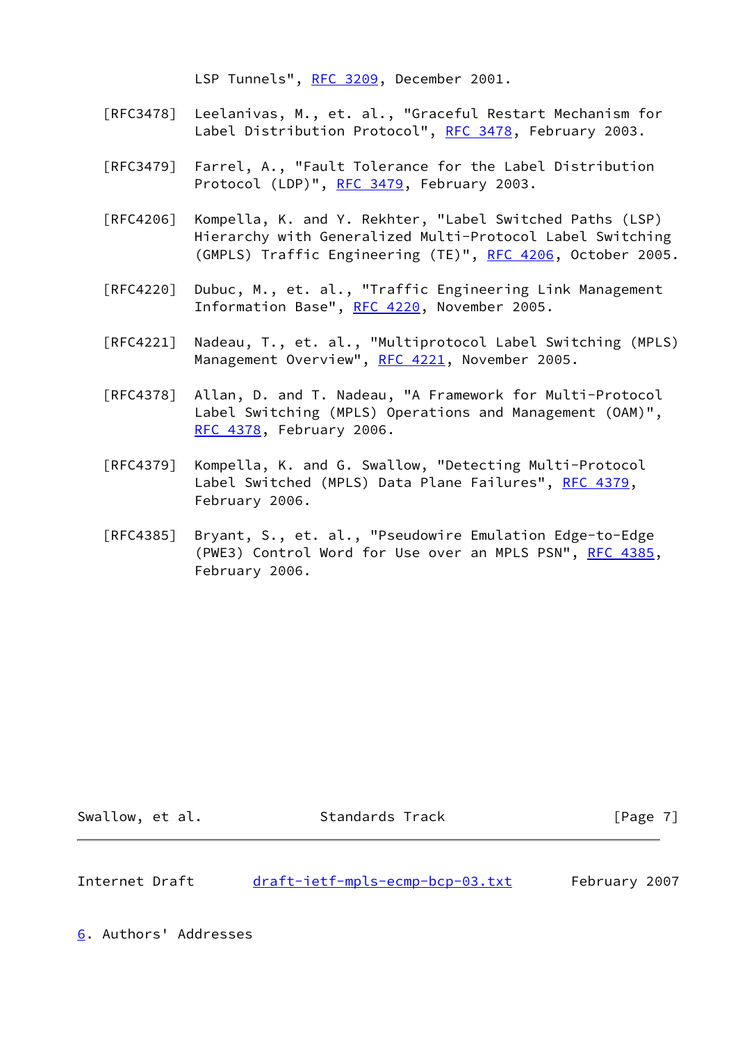LSP Tunnels", RFC 3209, December 2001.

[RFC3478] Leelanivas, M., et. al., "Graceful Restart Mechanism for Label Distribution Protocol", RFC 3478, February 2003.

[RFC3479] Farrel, A., "Fault Tolerance for the Label Distribution Protocol (LDP)", RFC 3479, February 2003.

[RFC4206] Kompella, K. and Y. Rekhter, "Label Switched Paths (LSP) Hierarchy with Generalized Multi-Protocol Label Switching (GMPLS) Traffic Engineering (TE)", RFC 4206, October 2005.

[RFC4220] Dubuc, M., et. al., "Traffic Engineering Link Management Information Base", RFC 4220, November 2005.

[RFC4221] Nadeau, T., et. al., "Multiprotocol Label Switching (MPLS) Management Overview", RFC 4221, November 2005.

[RFC4378] Allan, D. and T. Nadeau, "A Framework for Multi-Protocol Label Switching (MPLS) Operations and Management (OAM)", RFC 4378, February 2006.

[RFC4379] Kompella, K. and G. Swallow, "Detecting Multi-Protocol Label Switched (MPLS) Data Plane Failures", RFC 4379, February 2006.

[RFC4385] Bryant, S., et. al., "Pseudowire Emulation Edge-to-Edge (PWE3) Control Word for Use over an MPLS PSN", RFC 4385, February 2006.

## 6. Authors' Addresses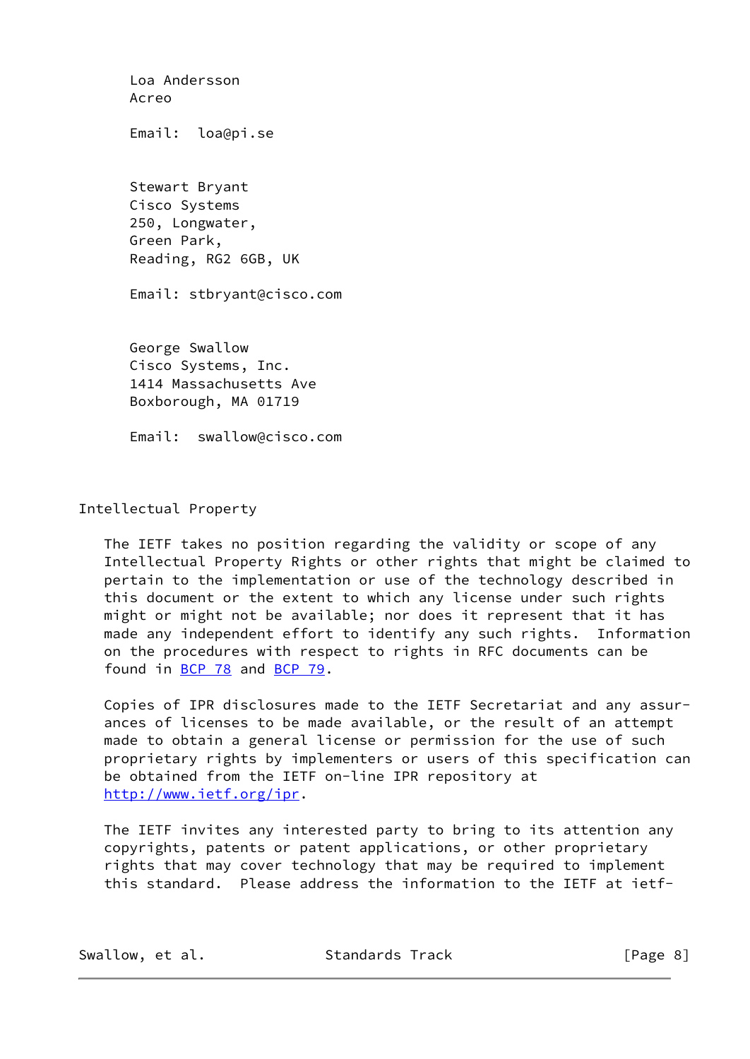Loa Andersson
Acreo

Email: loa@pi.se

Stewart Bryant
Cisco Systems
250, Longwater,
Green Park,
Reading, RG2 6GB, UK

Email: stbryant@cisco.com

George Swallow
Cisco Systems, Inc.
1414 Massachusetts Ave
Boxborough, MA 01719

Email: swallow@cisco.com

## Intellectual Property

The IETF takes no position regarding the validity or scope of any Intellectual Property Rights or other rights that might be claimed to pertain to the implementation or use of the technology described in this document or the extent to which any license under such rights might or might not be available; nor does it represent that it has made any independent effort to identify any such rights. Information on the procedures with respect to rights in RFC documents can be found in BCP 78 and BCP 79.

Copies of IPR disclosures made to the IETF Secretariat and any assurances of licenses to be made available, or the result of an attempt made to obtain a general license or permission for the use of such proprietary rights by implementers or users of this specification can be obtained from the IETF on-line IPR repository at http://www.ietf.org/ipr.

The IETF invites any interested party to bring to its attention any copyrights, patents or patent applications, or other proprietary rights that may cover technology that may be required to implement this standard. Please address the information to the IETF at ietf-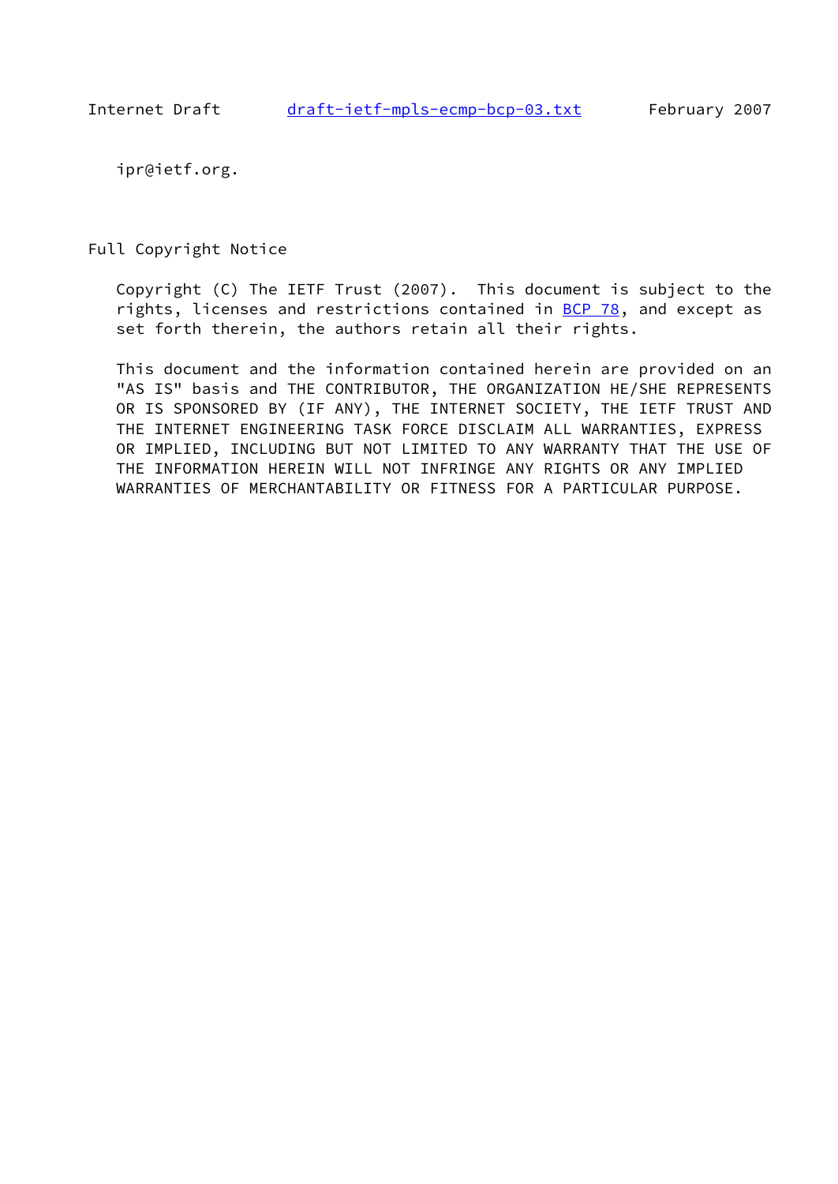ipr@ietf.org.

## Full Copyright Notice

Copyright (C) The IETF Trust (2007). This document is subject to the rights, licenses and restrictions contained in BCP 78, and except as set forth therein, the authors retain all their rights.

This document and the information contained herein are provided on an "AS IS" basis and THE CONTRIBUTOR, THE ORGANIZATION HE/SHE REPRESENTS OR IS SPONSORED BY (IF ANY), THE INTERNET SOCIETY, THE IETF TRUST AND THE INTERNET ENGINEERING TASK FORCE DISCLAIM ALL WARRANTIES, EXPRESS OR IMPLIED, INCLUDING BUT NOT LIMITED TO ANY WARRANTY THAT THE USE OF THE INFORMATION HEREIN WILL NOT INFRINGE ANY RIGHTS OR ANY IMPLIED WARRANTIES OF MERCHANTABILITY OR FITNESS FOR A PARTICULAR PURPOSE.